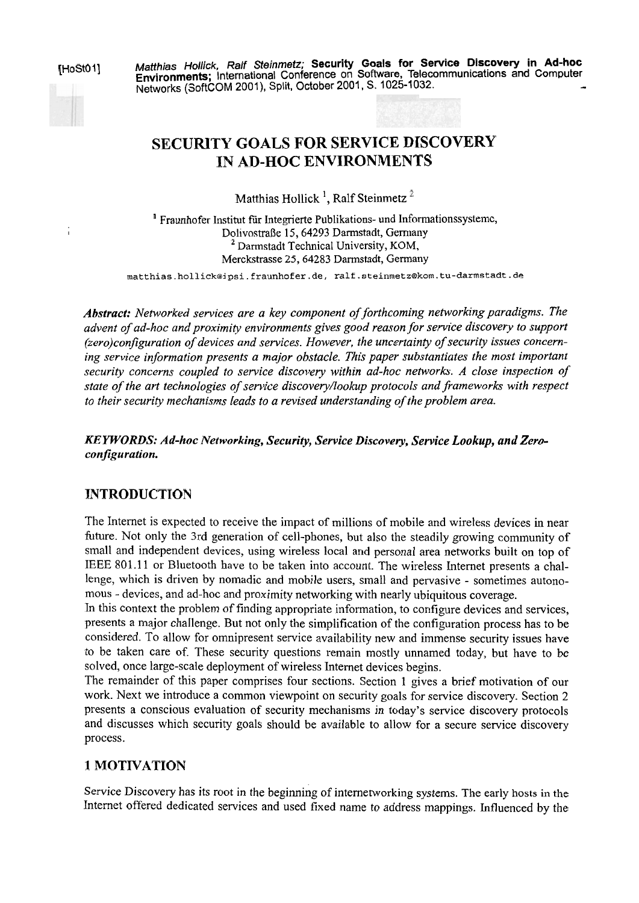[HoSt01] *Matthias Hollick, Ralf Steinmetz;* **Security Goals for Service Discovery in Ad-hoc Environments;** International Conference on Software, Telecommunications and Computer Networks (SoftCOM 2001), Split, October 2001, S. 1025-1032.

# SECURITY GOALS FOR SERVICE DISCOVERY IN AD-HOC ENVIRONMENTS

Matthias Hollick [1], Ralf Steinmetz [2]

[1] Fraunhofer Institut für Integrierte Publikations- und Informationssysteme, Dolivostraße 15, 64293 Darmstadt, Germany
[2] Darmstadt Technical University, KOM, Merckstrasse 25, 64283 Darmstadt, Germany

matthias.hollick@ipsi.fraunhofer.de, ralf.steinmetz@kom.tu-darmstadt.de

***Abstract:*** *Networked services are a key component of forthcoming networking paradigms. The advent of ad-hoc and proximity environments gives good reason for service discovery to support (zero)configuration of devices and services. However, the uncertainty of security issues concerning service information presents a major obstacle. This paper substantiates the most important security concerns coupled to service discovery within ad-hoc networks. A close inspection of state of the art technologies of service discovery/lookup protocols and frameworks with respect to their security mechanisms leads to a revised understanding of the problem area.*

***KEYWORDS: Ad-hoc Networking, Security, Service Discovery, Service Lookup, and Zero-configuration.***

## INTRODUCTION

The Internet is expected to receive the impact of millions of mobile and wireless devices in near future. Not only the 3rd generation of cell-phones, but also the steadily growing community of small and independent devices, using wireless local and personal area networks built on top of IEEE 802.11 or Bluetooth have to be taken into account. The wireless Internet presents a challenge, which is driven by nomadic and mobile users, small and pervasive - sometimes autonomous - devices, and ad-hoc and proximity networking with nearly ubiquitous coverage.
In this context the problem of finding appropriate information, to configure devices and services, presents a major challenge. But not only the simplification of the configuration process has to be considered. To allow for omnipresent service availability new and immense security issues have to be taken care of. These security questions remain mostly unnamed today, but have to be solved, once large-scale deployment of wireless Internet devices begins.
The remainder of this paper comprises four sections. Section 1 gives a brief motivation of our work. Next we introduce a common viewpoint on security goals for service discovery. Section 2 presents a conscious evaluation of security mechanisms in today's service discovery protocols and discusses which security goals should be available to allow for a secure service discovery process.

## 1 MOTIVATION

Service Discovery has its root in the beginning of internetworking systems. The early hosts in the Internet offered dedicated services and used fixed name to address mappings. Influenced by the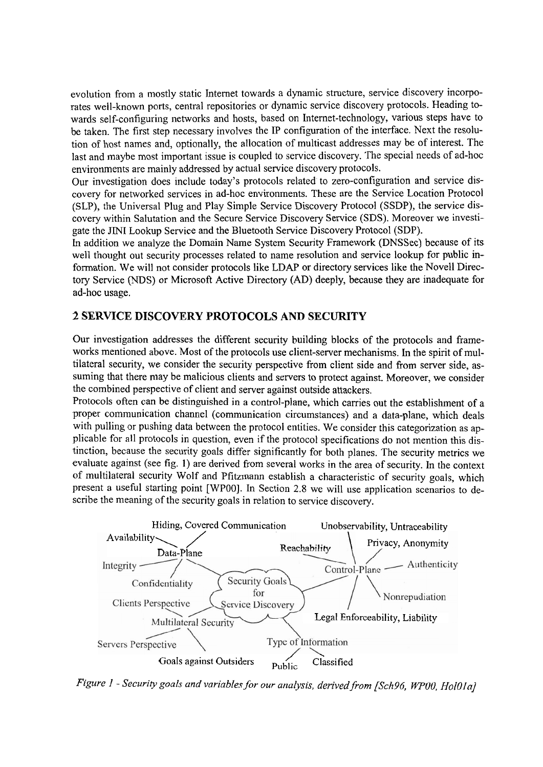evolution from a mostly static Internet towards a dynamic structure, service discovery incorporates well-known ports, central repositories or dynamic service discovery protocols. Heading towards self-configuring networks and hosts, based on Internet-technology, various steps have to be taken. The first step necessary involves the IP configuration of the interface. Next the resolution of host names and, optionally, the allocation of multicast addresses may be of interest. The last and maybe most important issue is coupled to service discovery. The special needs of ad-hoc environments are mainly addressed by actual service discovery protocols.

Our investigation does include today's protocols related to zero-configuration and service discovery for networked services in ad-hoc environments. These are the Service Location Protocol (SLP), the Universal Plug and Play Simple Service Discovery Protocol (SSDP), the service discovery within Salutation and the Secure Service Discovery Service (SDS). Moreover we investigate the JINI Lookup Service and the Bluetooth Service Discovery Protocol (SDP).

In addition we analyze the Domain Name System Security Framework (DNSSec) because of its well thought out security processes related to name resolution and service lookup for public information. We will not consider protocols like LDAP or directory services like the Novell Directory Service (NDS) or Microsoft Active Directory (AD) deeply, because they are inadequate for ad-hoc usage.

## 2 SERVICE DISCOVERY PROTOCOLS AND SECURITY

Our investigation addresses the different security building blocks of the protocols and frameworks mentioned above. Most of the protocols use client-server mechanisms. In the spirit of multilateral security, we consider the security perspective from client side and from server side, assuming that there may be malicious clients and servers to protect against. Moreover, we consider the combined perspective of client and server against outside attackers.

Protocols often can be distinguished in a control-plane, which carries out the establishment of a proper communication channel (communication circumstances) and a data-plane, which deals with pulling or pushing data between the protocol entities. We consider this categorization as applicable for all protocols in question, even if the protocol specifications do not mention this distinction, because the security goals differ significantly for both planes. The security metrics we evaluate against (see fig. 1) are derived from several works in the area of security. In the context of multilateral security Wolf and Pfitzmann establish a characteristic of security goals, which present a useful starting point [WP00]. In Section 2.8 we will use application scenarios to describe the meaning of the security goals in relation to service discovery.

*Figure 1 - Security goals and variables for our analysis, derived from [Sch96, WP00, Hol01a]*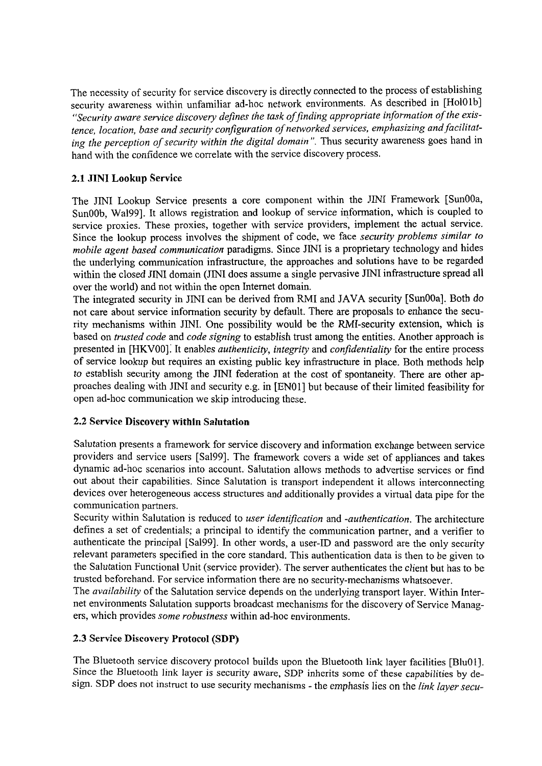The necessity of security for service discovery is directly connected to the process of establishing security awareness within unfamiliar ad-hoc network environments. As described in [Hol01b] *"Security aware service discovery defines the task of finding appropriate information of the existence, location, base and security configuration of networked services, emphasizing and facilitating the perception of security within the digital domain"*. Thus security awareness goes hand in hand with the confidence we correlate with the service discovery process.

### 2.1 JINI Lookup Service

The JINI Lookup Service presents a core component within the JINI Framework [Sun00a, Sun00b, Wal99]. It allows registration and lookup of service information, which is coupled to service proxies. These proxies, together with service providers, implement the actual service. Since the lookup process involves the shipment of code, we face *security problems similar to mobile agent based communication* paradigms. Since JINI is a proprietary technology and hides the underlying communication infrastructure, the approaches and solutions have to be regarded within the closed JINI domain (JINI does assume a single pervasive JINI infrastructure spread all over the world) and not within the open Internet domain.

The integrated security in JINI can be derived from RMI and JAVA security [Sun00a]. Both do not care about service information security by default. There are proposals to enhance the security mechanisms within JINI. One possibility would be the RMI-security extension, which is based on *trusted code* and *code signing* to establish trust among the entities. Another approach is presented in [HKV00]. It enables *authenticity*, *integrity* and *confidentiality* for the entire process of service lookup but requires an existing public key infrastructure in place. Both methods help to establish security among the JINI federation at the cost of spontaneity. There are other approaches dealing with JINI and security e.g. in [EN01] but because of their limited feasibility for open ad-hoc communication we skip introducing these.

### 2.2 Service Discovery within Salutation

Salutation presents a framework for service discovery and information exchange between service providers and service users [Sal99]. The framework covers a wide set of appliances and takes dynamic ad-hoc scenarios into account. Salutation allows methods to advertise services or find out about their capabilities. Since Salutation is transport independent it allows interconnecting devices over heterogeneous access structures and additionally provides a virtual data pipe for the communication partners.

Security within Salutation is reduced to *user identification* and *-authentication*. The architecture defines a set of credentials; a principal to identify the communication partner, and a verifier to authenticate the principal [Sal99]. In other words, a user-ID and password are the only security relevant parameters specified in the core standard. This authentication data is then to be given to the Salutation Functional Unit (service provider). The server authenticates the client but has to be trusted beforehand. For service information there are no security-mechanisms whatsoever.

The *availability* of the Salutation service depends on the underlying transport layer. Within Internet environments Salutation supports broadcast mechanisms for the discovery of Service Managers, which provides *some robustness* within ad-hoc environments.

### 2.3 Service Discovery Protocol (SDP)

The Bluetooth service discovery protocol builds upon the Bluetooth link layer facilities [Blu01]. Since the Bluetooth link layer is security aware, SDP inherits some of these capabilities by design. SDP does not instruct to use security mechanisms - the emphasis lies on the *link layer secu-*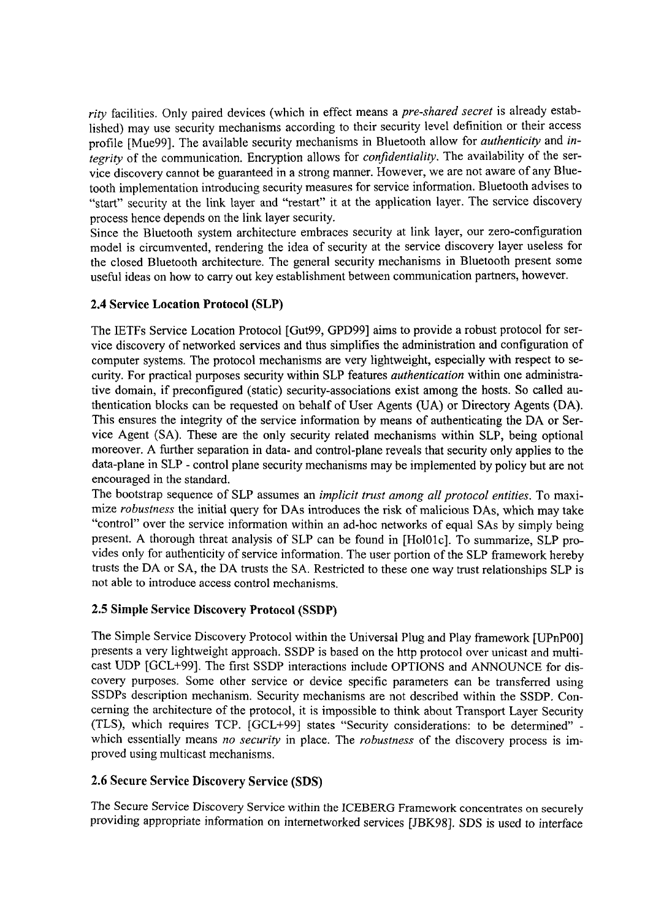*rity* facilities. Only paired devices (which in effect means a *pre-shared secret* is already established) may use security mechanisms according to their security level definition or their access profile [Mue99]. The available security mechanisms in Bluetooth allow for *authenticity* and *integrity* of the communication. Encryption allows for *confidentiality*. The availability of the service discovery cannot be guaranteed in a strong manner. However, we are not aware of any Bluetooth implementation introducing security measures for service information. Bluetooth advises to "start" security at the link layer and "restart" it at the application layer. The service discovery process hence depends on the link layer security.
Since the Bluetooth system architecture embraces security at link layer, our zero-configuration model is circumvented, rendering the idea of security at the service discovery layer useless for the closed Bluetooth architecture. The general security mechanisms in Bluetooth present some useful ideas on how to carry out key establishment between communication partners, however.

### 2.4 Service Location Protocol (SLP)

The IETFs Service Location Protocol [Gut99, GPD99] aims to provide a robust protocol for service discovery of networked services and thus simplifies the administration and configuration of computer systems. The protocol mechanisms are very lightweight, especially with respect to security. For practical purposes security within SLP features *authentication* within one administrative domain, if preconfigured (static) security-associations exist among the hosts. So called authentication blocks can be requested on behalf of User Agents (UA) or Directory Agents (DA). This ensures the integrity of the service information by means of authenticating the DA or Service Agent (SA). These are the only security related mechanisms within SLP, being optional moreover. A further separation in data- and control-plane reveals that security only applies to the data-plane in SLP - control plane security mechanisms may be implemented by policy but are not encouraged in the standard.
The bootstrap sequence of SLP assumes an *implicit trust among all protocol entities*. To maximize *robustness* the initial query for DAs introduces the risk of malicious DAs, which may take "control" over the service information within an ad-hoc networks of equal SAs by simply being present. A thorough threat analysis of SLP can be found in [Hol01c]. To summarize, SLP provides only for authenticity of service information. The user portion of the SLP framework hereby trusts the DA or SA, the DA trusts the SA. Restricted to these one way trust relationships SLP is not able to introduce access control mechanisms.

### 2.5 Simple Service Discovery Protocol (SSDP)

The Simple Service Discovery Protocol within the Universal Plug and Play framework [UPnP00] presents a very lightweight approach. SSDP is based on the http protocol over unicast and multicast UDP [GCL+99]. The first SSDP interactions include OPTIONS and ANNOUNCE for discovery purposes. Some other service or device specific parameters can be transferred using SSDPs description mechanism. Security mechanisms are not described within the SSDP. Concerning the architecture of the protocol, it is impossible to think about Transport Layer Security (TLS), which requires TCP. [GCL+99] states "Security considerations: to be determined" - which essentially means *no security* in place. The *robustness* of the discovery process is improved using multicast mechanisms.

### 2.6 Secure Service Discovery Service (SDS)

The Secure Service Discovery Service within the ICEBERG Framework concentrates on securely providing appropriate information on internetworked services [JBK98]. SDS is used to interface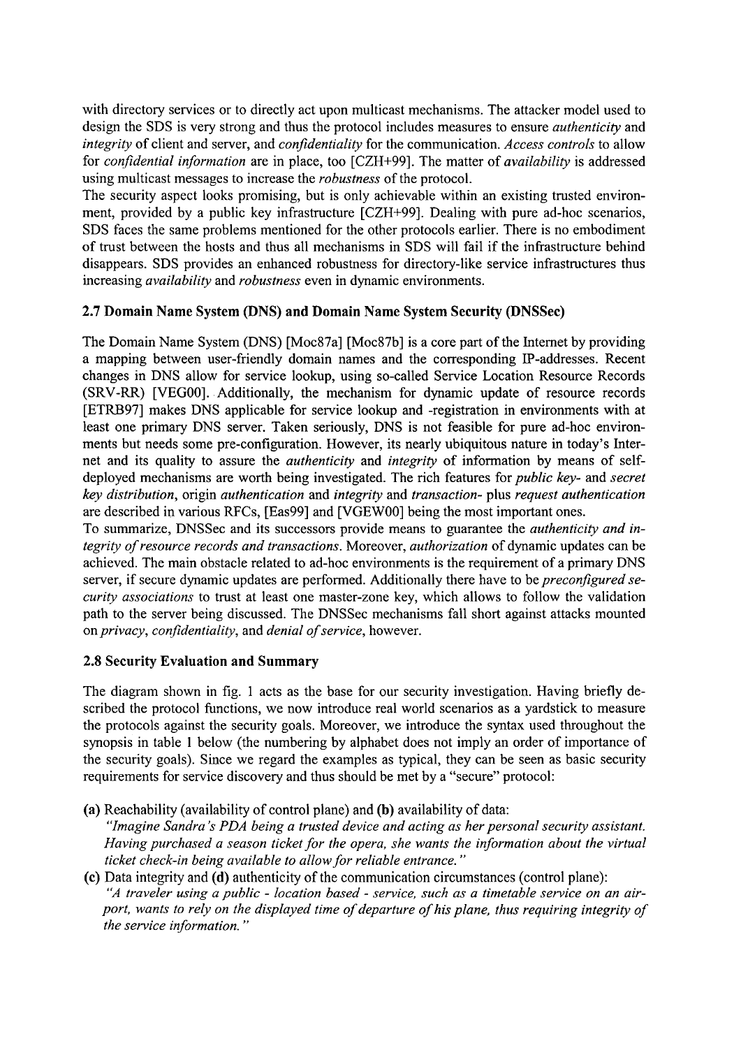with directory services or to directly act upon multicast mechanisms. The attacker model used to design the SDS is very strong and thus the protocol includes measures to ensure *authenticity* and *integrity* of client and server, and *confidentiality* for the communication. *Access controls* to allow for *confidential information* are in place, too [CZH+99]. The matter of *availability* is addressed using multicast messages to increase the *robustness* of the protocol.
The security aspect looks promising, but is only achievable within an existing trusted environment, provided by a public key infrastructure [CZH+99]. Dealing with pure ad-hoc scenarios, SDS faces the same problems mentioned for the other protocols earlier. There is no embodiment of trust between the hosts and thus all mechanisms in SDS will fail if the infrastructure behind disappears. SDS provides an enhanced robustness for directory-like service infrastructures thus increasing *availability* and *robustness* even in dynamic environments.

### 2.7 Domain Name System (DNS) and Domain Name System Security (DNSSec)

The Domain Name System (DNS) [Moc87a] [Moc87b] is a core part of the Internet by providing a mapping between user-friendly domain names and the corresponding IP-addresses. Recent changes in DNS allow for service lookup, using so-called Service Location Resource Records (SRV-RR) [VEG00]. Additionally, the mechanism for dynamic update of resource records [ETRB97] makes DNS applicable for service lookup and -registration in environments with at least one primary DNS server. Taken seriously, DNS is not feasible for pure ad-hoc environments but needs some pre-configuration. However, its nearly ubiquitous nature in today's Internet and its quality to assure the *authenticity* and *integrity* of information by means of self-deployed mechanisms are worth being investigated. The rich features for *public key-* and *secret key distribution*, origin *authentication* and *integrity* and *transaction-* plus *request authentication* are described in various RFCs, [Eas99] and [VGEW00] being the most important ones.
To summarize, DNSSec and its successors provide means to guarantee the *authenticity and integrity of resource records and transactions*. Moreover, *authorization* of dynamic updates can be achieved. The main obstacle related to ad-hoc environments is the requirement of a primary DNS server, if secure dynamic updates are performed. Additionally there have to be *preconfigured security associations* to trust at least one master-zone key, which allows to follow the validation path to the server being discussed. The DNSSec mechanisms fall short against attacks mounted on *privacy*, *confidentiality*, and *denial of service*, however.

### 2.8 Security Evaluation and Summary

The diagram shown in fig. 1 acts as the base for our security investigation. Having briefly described the protocol functions, we now introduce real world scenarios as a yardstick to measure the protocols against the security goals. Moreover, we introduce the syntax used throughout the synopsis in table 1 below (the numbering by alphabet does not imply an order of importance of the security goals). Since we regard the examples as typical, they can be seen as basic security requirements for service discovery and thus should be met by a "secure" protocol:

- **(a)** Reachability (availability of control plane) and **(b)** availability of data:
  *"Imagine Sandra's PDA being a trusted device and acting as her personal security assistant. Having purchased a season ticket for the opera, she wants the information about the virtual ticket check-in being available to allow for reliable entrance."*
- **(c)** Data integrity and **(d)** authenticity of the communication circumstances (control plane):
  *"A traveler using a public - location based - service, such as a timetable service on an airport, wants to rely on the displayed time of departure of his plane, thus requiring integrity of the service information."*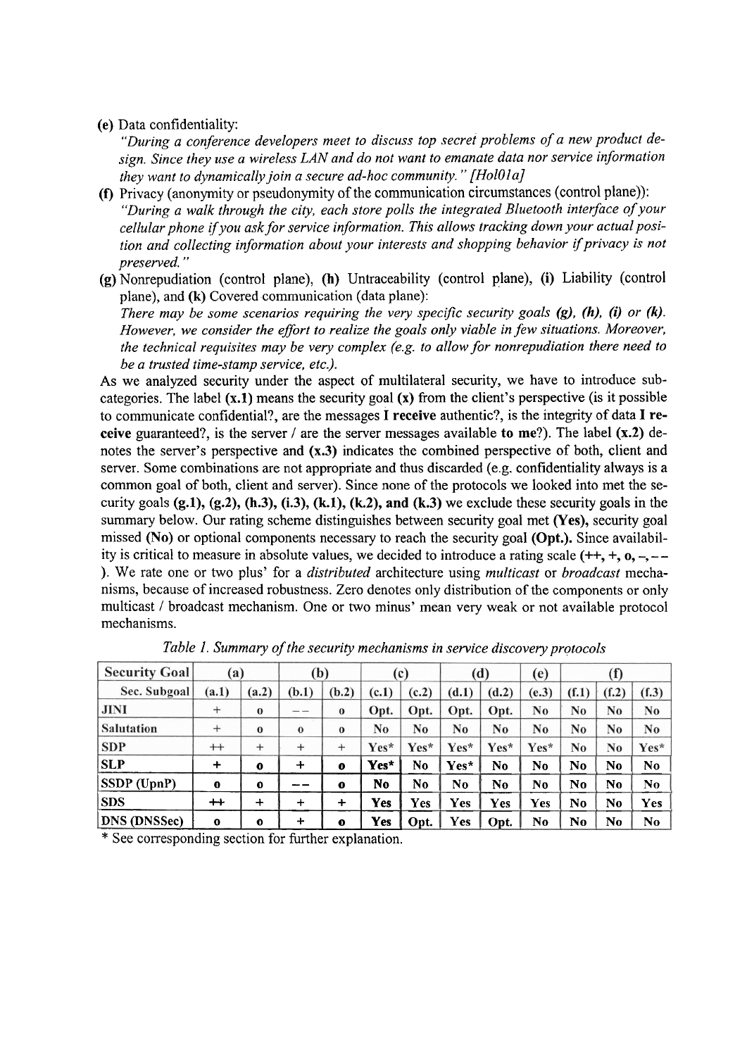**(e)** Data confidentiality:

*"During a conference developers meet to discuss top secret problems of a new product design. Since they use a wireless LAN and do not want to emanate data nor service information they want to dynamically join a secure ad-hoc community." [Hol01a]*

**(f)** Privacy (anonymity or pseudonymity of the communication circumstances (control plane)):

*"During a walk through the city, each store polls the integrated Bluetooth interface of your cellular phone if you ask for service information. This allows tracking down your actual position and collecting information about your interests and shopping behavior if privacy is not preserved."*

**(g)** Nonrepudiation (control plane), **(h)** Untraceability (control plane), **(i)** Liability (control plane), and **(k)** Covered communication (data plane):

*There may be some scenarios requiring the very specific security goals (g), (h), (i) or (k). However, we consider the effort to realize the goals only viable in few situations. Moreover, the technical requisites may be very complex (e.g. to allow for nonrepudiation there need to be a trusted time-stamp service, etc.).*

As we analyzed security under the aspect of multilateral security, we have to introduce subcategories. The label **(x.1)** means the security goal **(x)** from the client's perspective (is it possible to communicate confidential?, are the messages **I receive** authentic?, is the integrity of data **I receive** guaranteed?, is the server / are the server messages available **to me**?). The label **(x.2)** denotes the server's perspective and **(x.3)** indicates the combined perspective of both, client and server. Some combinations are not appropriate and thus discarded (e.g. confidentiality always is a common goal of both, client and server). Since none of the protocols we looked into met the security goals **(g.1), (g.2), (h.3), (i.3), (k.1), (k.2), and (k.3)** we exclude these security goals in the summary below. Our rating scheme distinguishes between security goal met **(Yes)**, security goal missed **(No)** or optional components necessary to reach the security goal **(Opt.)**. Since availability is critical to measure in absolute values, we decided to introduce a rating scale **(++, +, o, –, – –)**. We rate one or two plus' for a *distributed* architecture using *multicast* or *broadcast* mechanisms, because of increased robustness. Zero denotes only distribution of the components or only multicast / broadcast mechanism. One or two minus' mean very weak or not available protocol mechanisms.

*Table 1. Summary of the security mechanisms in service discovery protocols*

| Security Goal | (a) | | (b) | | (c) | | (d) | | (e) | (f) | | |
|---|---|---|---|---|---|---|---|---|---|---|---|---|
| Sec. Subgoal | (a.1) | (a.2) | (b.1) | (b.2) | (c.1) | (c.2) | (d.1) | (d.2) | (e.3) | (f.1) | (f.2) | (f.3) |
| JINI | + | o | – – | o | Opt. | Opt. | Opt. | Opt. | No | No | No | No |
| Salutation | + | o | o | o | No | No | No | No | No | No | No | No |
| SDP | ++ | + | + | + | Yes* | Yes* | Yes* | Yes* | Yes* | No | No | Yes* |
| SLP | + | o | + | o | Yes* | No | Yes* | No | No | No | No | No |
| SSDP (UpnP) | o | o | – – | o | No | No | No | No | No | No | No | No |
| SDS | ++ | + | + | + | Yes | Yes | Yes | Yes | Yes | No | No | Yes |
| DNS (DNSSec) | o | o | + | o | Yes | Opt. | Yes | Opt. | No | No | No | No |

\* See corresponding section for further explanation.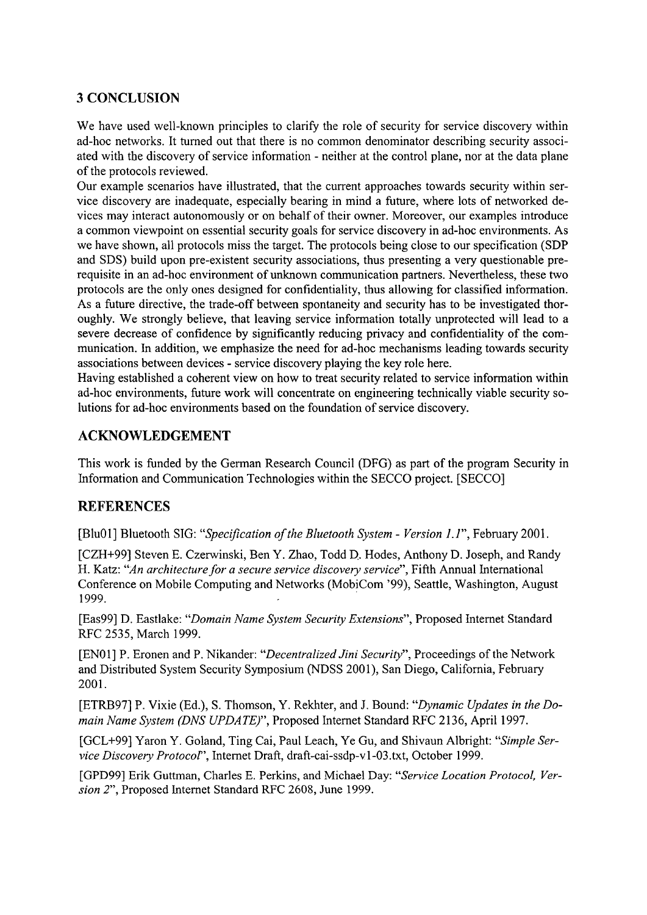## 3 CONCLUSION

We have used well-known principles to clarify the role of security for service discovery within ad-hoc networks. It turned out that there is no common denominator describing security associated with the discovery of service information - neither at the control plane, nor at the data plane of the protocols reviewed.

Our example scenarios have illustrated, that the current approaches towards security within service discovery are inadequate, especially bearing in mind a future, where lots of networked devices may interact autonomously or on behalf of their owner. Moreover, our examples introduce a common viewpoint on essential security goals for service discovery in ad-hoc environments. As we have shown, all protocols miss the target. The protocols being close to our specification (SDP and SDS) build upon pre-existent security associations, thus presenting a very questionable prerequisite in an ad-hoc environment of unknown communication partners. Nevertheless, these two protocols are the only ones designed for confidentiality, thus allowing for classified information. As a future directive, the trade-off between spontaneity and security has to be investigated thoroughly. We strongly believe, that leaving service information totally unprotected will lead to a severe decrease of confidence by significantly reducing privacy and confidentiality of the communication. In addition, we emphasize the need for ad-hoc mechanisms leading towards security associations between devices - service discovery playing the key role here.

Having established a coherent view on how to treat security related to service information within ad-hoc environments, future work will concentrate on engineering technically viable security solutions for ad-hoc environments based on the foundation of service discovery.

## ACKNOWLEDGEMENT

This work is funded by the German Research Council (DFG) as part of the program Security in Information and Communication Technologies within the SECCO project. [SECCO]

## REFERENCES

[Blu01] Bluetooth SIG: "*Specification of the Bluetooth System - Version 1.1*", February 2001.

[CZH+99] Steven E. Czerwinski, Ben Y. Zhao, Todd D. Hodes, Anthony D. Joseph, and Randy H. Katz: "*An architecture for a secure service discovery service*", Fifth Annual International Conference on Mobile Computing and Networks (MobiCom '99), Seattle, Washington, August 1999.

[Eas99] D. Eastlake: "*Domain Name System Security Extensions*", Proposed Internet Standard RFC 2535, March 1999.

[EN01] P. Eronen and P. Nikander: "*Decentralized Jini Security*", Proceedings of the Network and Distributed System Security Symposium (NDSS 2001), San Diego, California, February 2001.

[ETRB97] P. Vixie (Ed.), S. Thomson, Y. Rekhter, and J. Bound: "*Dynamic Updates in the Domain Name System (DNS UPDATE)*", Proposed Internet Standard RFC 2136, April 1997.

[GCL+99] Yaron Y. Goland, Ting Cai, Paul Leach, Ye Gu, and Shivaun Albright: "*Simple Service Discovery Protocol*", Internet Draft, draft-cai-ssdp-v1-03.txt, October 1999.

[GPD99] Erik Guttman, Charles E. Perkins, and Michael Day: "*Service Location Protocol, Version 2*", Proposed Internet Standard RFC 2608, June 1999.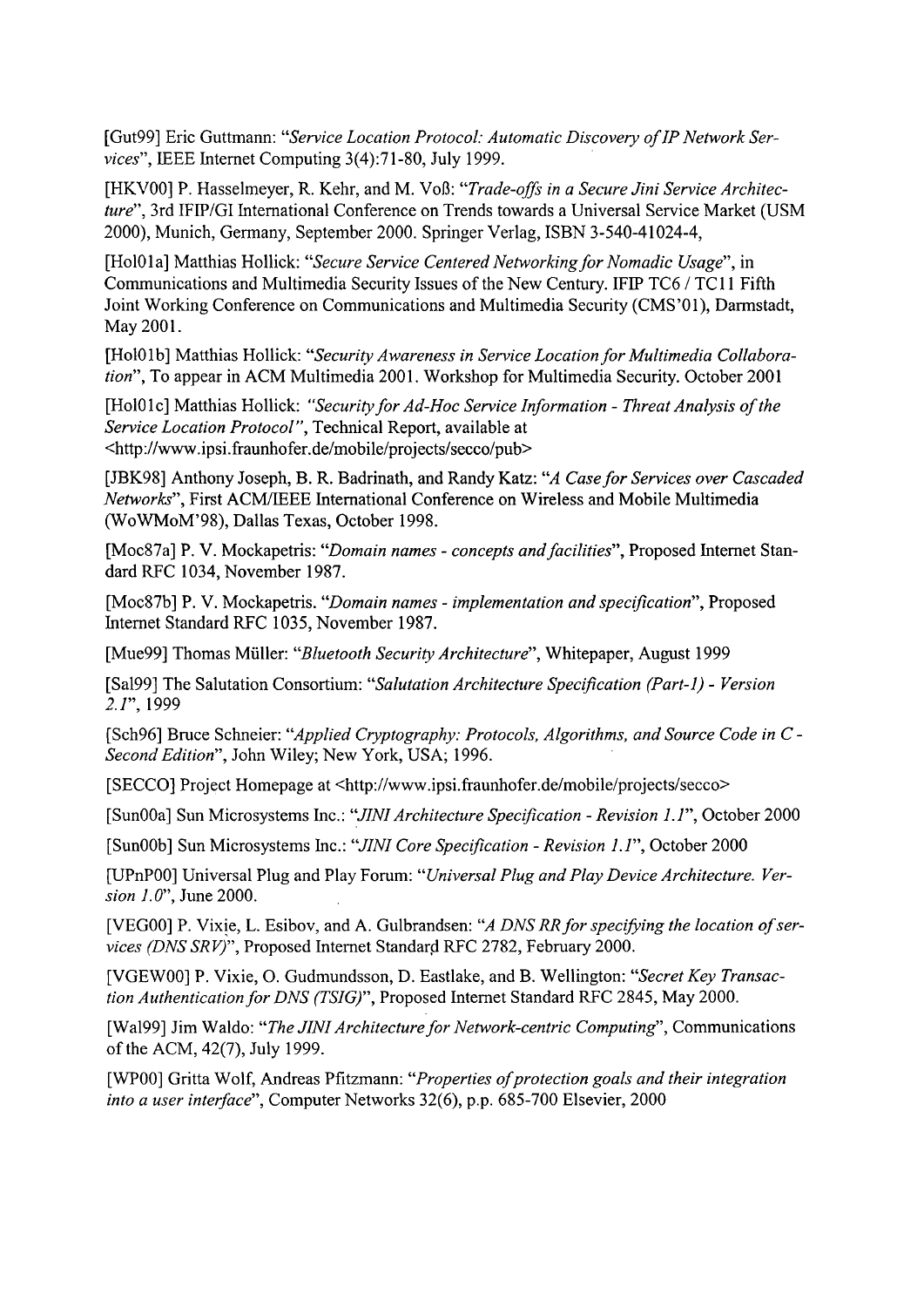[Gut99] Eric Guttmann: *"Service Location Protocol: Automatic Discovery of IP Network Services"*, IEEE Internet Computing 3(4):71-80, July 1999.

[HKV00] P. Hasselmeyer, R. Kehr, and M. Voß: *"Trade-offs in a Secure Jini Service Architecture"*, 3rd IFIP/GI International Conference on Trends towards a Universal Service Market (USM 2000), Munich, Germany, September 2000. Springer Verlag, ISBN 3-540-41024-4,

[Hol01a] Matthias Hollick: *"Secure Service Centered Networking for Nomadic Usage"*, in Communications and Multimedia Security Issues of the New Century. IFIP TC6 / TC11 Fifth Joint Working Conference on Communications and Multimedia Security (CMS'01), Darmstadt, May 2001.

[Hol01b] Matthias Hollick: *"Security Awareness in Service Location for Multimedia Collaboration"*, To appear in ACM Multimedia 2001. Workshop for Multimedia Security. October 2001

[Hol01c] Matthias Hollick: *"Security for Ad-Hoc Service Information - Threat Analysis of the Service Location Protocol"*, Technical Report, available at <http://www.ipsi.fraunhofer.de/mobile/projects/secco/pub>

[JBK98] Anthony Joseph, B. R. Badrinath, and Randy Katz: *"A Case for Services over Cascaded Networks"*, First ACM/IEEE International Conference on Wireless and Mobile Multimedia (WoWMoM'98), Dallas Texas, October 1998.

[Moc87a] P. V. Mockapetris: *"Domain names - concepts and facilities"*, Proposed Internet Standard RFC 1034, November 1987.

[Moc87b] P. V. Mockapetris. *"Domain names - implementation and specification"*, Proposed Internet Standard RFC 1035, November 1987.

[Mue99] Thomas Müller: *"Bluetooth Security Architecture"*, Whitepaper, August 1999

[Sal99] The Salutation Consortium: *"Salutation Architecture Specification (Part-1) - Version 2.1"*, 1999

[Sch96] Bruce Schneier: *"Applied Cryptography: Protocols, Algorithms, and Source Code in C - Second Edition"*, John Wiley; New York, USA; 1996.

[SECCO] Project Homepage at <http://www.ipsi.fraunhofer.de/mobile/projects/secco>

[Sun00a] Sun Microsystems Inc.: *"JINI Architecture Specification - Revision 1.1"*, October 2000

[Sun00b] Sun Microsystems Inc.: *"JINI Core Specification - Revision 1.1"*, October 2000

[UPnP00] Universal Plug and Play Forum: *"Universal Plug and Play Device Architecture. Version 1.0"*, June 2000.

[VEG00] P. Vixie, L. Esibov, and A. Gulbrandsen: *"A DNS RR for specifying the location of services (DNS SRV)"*, Proposed Internet Standard RFC 2782, February 2000.

[VGEW00] P. Vixie, O. Gudmundsson, D. Eastlake, and B. Wellington: *"Secret Key Transaction Authentication for DNS (TSIG)"*, Proposed Internet Standard RFC 2845, May 2000.

[Wal99] Jim Waldo: *"The JINI Architecture for Network-centric Computing"*, Communications of the ACM, 42(7), July 1999.

[WP00] Gritta Wolf, Andreas Pfitzmann: *"Properties of protection goals and their integration into a user interface"*, Computer Networks 32(6), p.p. 685-700 Elsevier, 2000